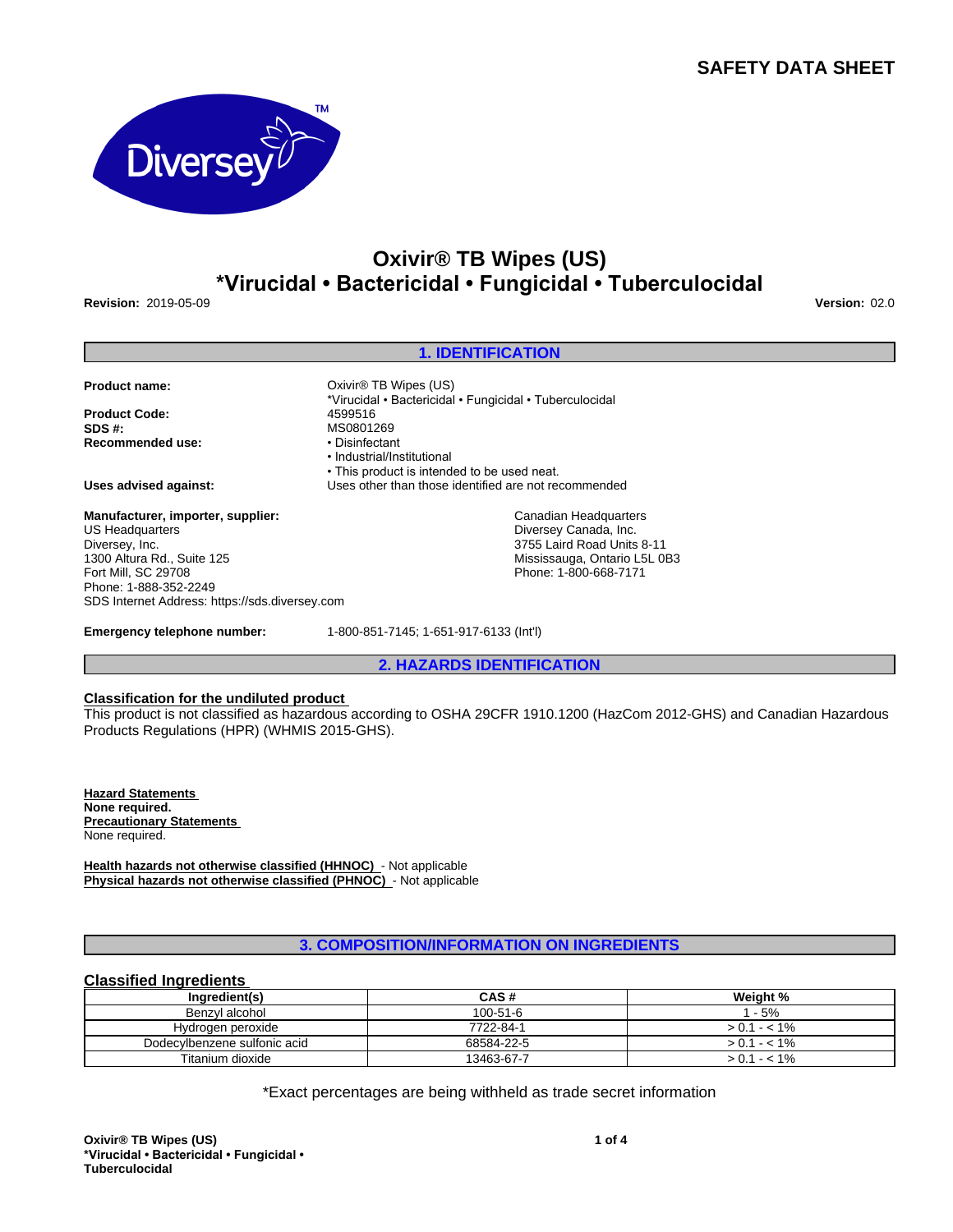# SAFETY DATA SHEET

Diversey™

# Oxivir® TB Wipes (US)
# *Virucidal • Bactericidal • Fungicidal • Tuberculocidal

**Revision:** 2019-05-09

**Version:** 02.0

## 1. IDENTIFICATION

**Product name:** Oxivir® TB Wipes (US)
*Virucidal • Bactericidal • Fungicidal • Tuberculocidal

**Product Code:** 4599516

**SDS #:** MS0801269

**Recommended use:**
- Disinfectant
- Industrial/Institutional
- This product is intended to be used neat.

**Uses advised against:** Uses other than those identified are not recommended

**Manufacturer, importer, supplier:**
US Headquarters
Diversey, Inc.
1300 Altura Rd., Suite 125
Fort Mill, SC 29708
Phone: 1-888-352-2249
SDS Internet Address: https://sds.diversey.com

Canadian Headquarters
Diversey Canada, Inc.
3755 Laird Road Units 8-11
Mississauga, Ontario L5L 0B3
Phone: 1-800-668-7171

**Emergency telephone number:** 1-800-851-7145; 1-651-917-6133 (Int'l)

## 2. HAZARDS IDENTIFICATION

**Classification for the undiluted product**

This product is not classified as hazardous according to OSHA 29CFR 1910.1200 (HazCom 2012-GHS) and Canadian Hazardous Products Regulations (HPR) (WHMIS 2015-GHS).

**Hazard Statements**
**None required.**

**Precautionary Statements**
None required.

**Health hazards not otherwise classified (HHNOC)** - Not applicable
**Physical hazards not otherwise classified (PHNOC)** - Not applicable

## 3. COMPOSITION/INFORMATION ON INGREDIENTS

**Classified Ingredients**

| Ingredient(s) | CAS # | Weight % |
|---|---|---|
| Benzyl alcohol | 100-51-6 | 1 - 5% |
| Hydrogen peroxide | 7722-84-1 | > 0.1 - < 1% |
| Dodecylbenzene sulfonic acid | 68584-22-5 | > 0.1 - < 1% |
| Titanium dioxide | 13463-67-7 | > 0.1 - < 1% |

*Exact percentages are being withheld as trade secret information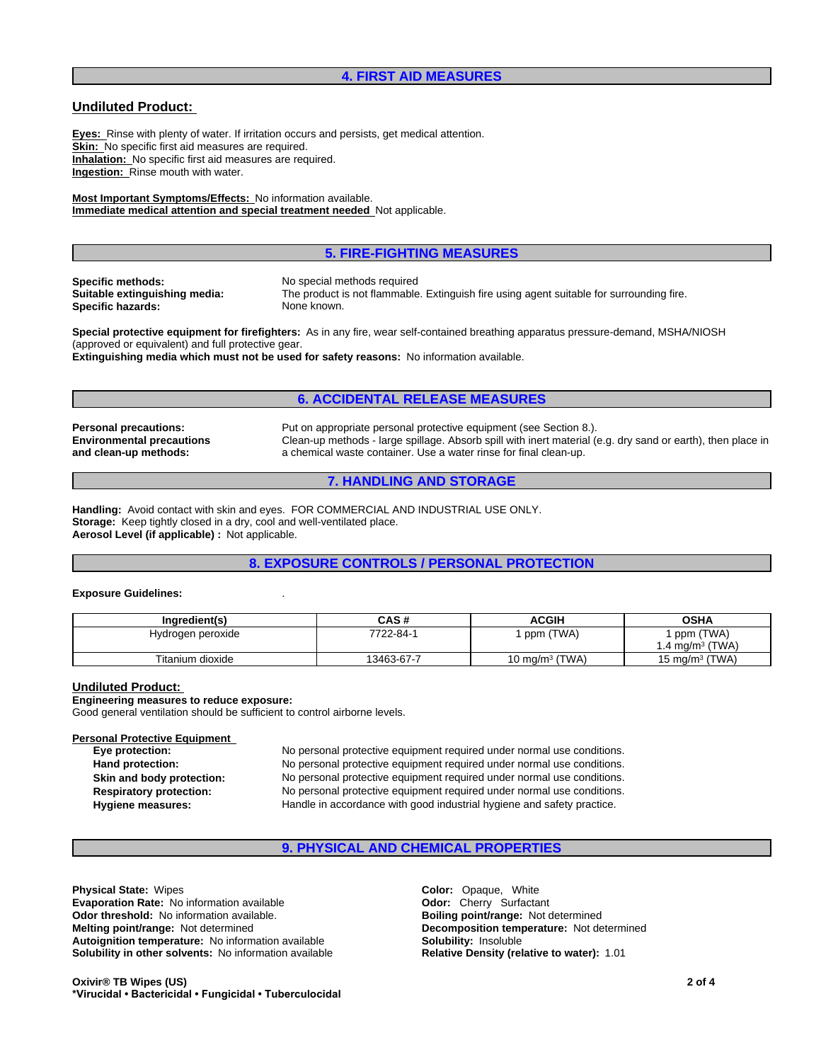## 4. FIRST AID MEASURES

### Undiluted Product:

**Eyes:** Rinse with plenty of water. If irritation occurs and persists, get medical attention.
**Skin:** No specific first aid measures are required.
**Inhalation:** No specific first aid measures are required.
**Ingestion:** Rinse mouth with water.

**Most Important Symptoms/Effects:** No information available.
**Immediate medical attention and special treatment needed** Not applicable.

## 5. FIRE-FIGHTING MEASURES

**Specific methods:** No special methods required
**Suitable extinguishing media:** The product is not flammable. Extinguish fire using agent suitable for surrounding fire.
**Specific hazards:** None known.

**Special protective equipment for firefighters:** As in any fire, wear self-contained breathing apparatus pressure-demand, MSHA/NIOSH (approved or equivalent) and full protective gear.
**Extinguishing media which must not be used for safety reasons:** No information available.

## 6. ACCIDENTAL RELEASE MEASURES

**Personal precautions:** Put on appropriate personal protective equipment (see Section 8.).
**Environmental precautions and clean-up methods:** Clean-up methods - large spillage. Absorb spill with inert material (e.g. dry sand or earth), then place in a chemical waste container. Use a water rinse for final clean-up.

## 7. HANDLING AND STORAGE

**Handling:** Avoid contact with skin and eyes. FOR COMMERCIAL AND INDUSTRIAL USE ONLY.
**Storage:** Keep tightly closed in a dry, cool and well-ventilated place.
**Aerosol Level (if applicable) :** Not applicable.

## 8. EXPOSURE CONTROLS / PERSONAL PROTECTION

**Exposure Guidelines:** .

| Ingredient(s) | CAS # | ACGIH | OSHA |
|---|---|---|---|
| Hydrogen peroxide | 7722-84-1 | 1 ppm (TWA) | 1 ppm (TWA)<br>1.4 mg/m³ (TWA) |
| Titanium dioxide | 13463-67-7 | 10 mg/m³ (TWA) | 15 mg/m³ (TWA) |

### Undiluted Product:

**Engineering measures to reduce exposure:**
Good general ventilation should be sufficient to control airborne levels.

**Personal Protective Equipment**

**Eye protection:** No personal protective equipment required under normal use conditions.
**Hand protection:** No personal protective equipment required under normal use conditions.
**Skin and body protection:** No personal protective equipment required under normal use conditions.
**Respiratory protection:** No personal protective equipment required under normal use conditions.
**Hygiene measures:** Handle in accordance with good industrial hygiene and safety practice.

## 9. PHYSICAL AND CHEMICAL PROPERTIES

**Physical State:** Wipes
**Evaporation Rate:** No information available
**Odor threshold:** No information available.
**Melting point/range:** Not determined
**Autoignition temperature:** No information available
**Solubility in other solvents:** No information available
**Color:** Opaque, White
**Odor:** Cherry Surfactant
**Boiling point/range:** Not determined
**Decomposition temperature:** Not determined
**Solubility:** Insoluble
**Relative Density (relative to water):** 1.01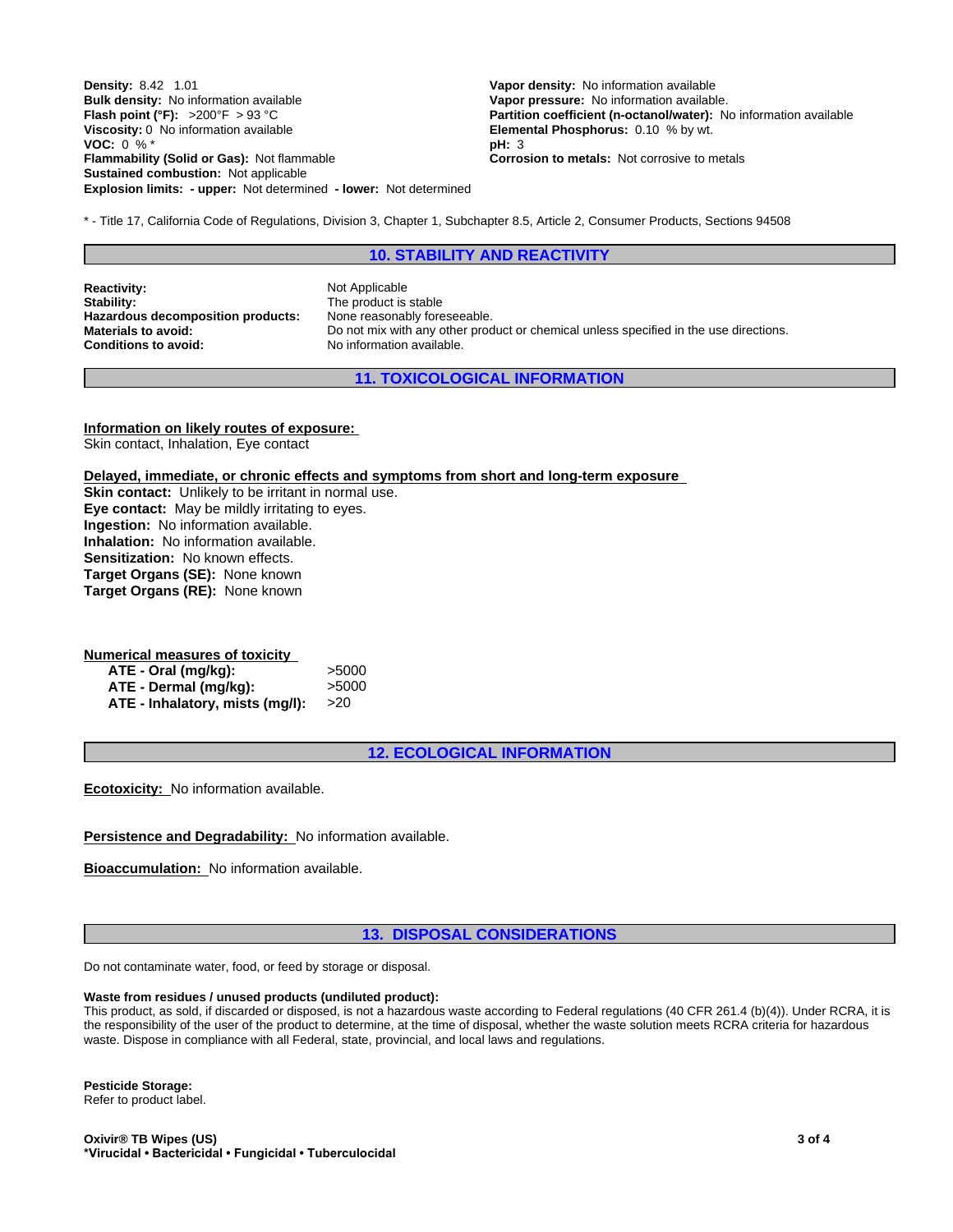**Density:** 8.42 1.01
**Bulk density:** No information available
**Flash point (°F):** >200°F > 93 °C
**Viscosity:** 0 No information available
**VOC:** 0 % *
**Flammability (Solid or Gas):** Not flammable
**Sustained combustion:** Not applicable
**Explosion limits: - upper:** Not determined **- lower:** Not determined

**Vapor density:** No information available
**Vapor pressure:** No information available.
**Partition coefficient (n-octanol/water):** No information available
**Elemental Phosphorus:** 0.10 % by wt.
**pH:** 3
**Corrosion to metals:** Not corrosive to metals

* - Title 17, California Code of Regulations, Division 3, Chapter 1, Subchapter 8.5, Article 2, Consumer Products, Sections 94508

## 10. STABILITY AND REACTIVITY

**Reactivity:** Not Applicable
**Stability:** The product is stable
**Hazardous decomposition products:** None reasonably foreseeable.
**Materials to avoid:** Do not mix with any other product or chemical unless specified in the use directions.
**Conditions to avoid:** No information available.

## 11. TOXICOLOGICAL INFORMATION

**Information on likely routes of exposure:**
Skin contact, Inhalation, Eye contact

**Delayed, immediate, or chronic effects and symptoms from short and long-term exposure**
**Skin contact:** Unlikely to be irritant in normal use.
**Eye contact:** May be mildly irritating to eyes.
**Ingestion:** No information available.
**Inhalation:** No information available.
**Sensitization:** No known effects.
**Target Organs (SE):** None known
**Target Organs (RE):** None known

**Numerical measures of toxicity**

| | |
|---|---|
| **ATE - Oral (mg/kg):** | >5000 |
| **ATE - Dermal (mg/kg):** | >5000 |
| **ATE - Inhalatory, mists (mg/l):** | >20 |

## 12. ECOLOGICAL INFORMATION

**Ecotoxicity:** No information available.

**Persistence and Degradability:** No information available.

**Bioaccumulation:** No information available.

## 13. DISPOSAL CONSIDERATIONS

Do not contaminate water, food, or feed by storage or disposal.

**Waste from residues / unused products (undiluted product):**
This product, as sold, if discarded or disposed, is not a hazardous waste according to Federal regulations (40 CFR 261.4 (b)(4)). Under RCRA, it is the responsibility of the user of the product to determine, at the time of disposal, whether the waste solution meets RCRA criteria for hazardous waste. Dispose in compliance with all Federal, state, provincial, and local laws and regulations.

**Pesticide Storage:**
Refer to product label.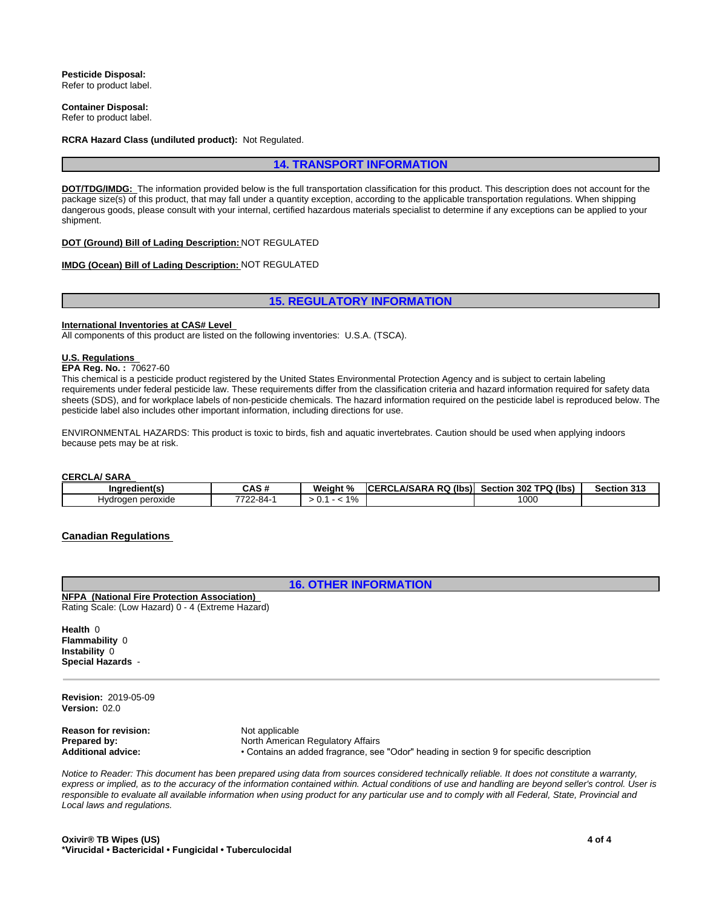**Pesticide Disposal:**
Refer to product label.

**Container Disposal:**
Refer to product label.

**RCRA Hazard Class (undiluted product):** Not Regulated.

## 14. TRANSPORT INFORMATION

**DOT/TDG/IMDG:** The information provided below is the full transportation classification for this product. This description does not account for the package size(s) of this product, that may fall under a quantity exception, according to the applicable transportation regulations. When shipping dangerous goods, please consult with your internal, certified hazardous materials specialist to determine if any exceptions can be applied to your shipment.

**DOT (Ground) Bill of Lading Description:** NOT REGULATED

**IMDG (Ocean) Bill of Lading Description:** NOT REGULATED

## 15. REGULATORY INFORMATION

**International Inventories at CAS# Level**
All components of this product are listed on the following inventories: U.S.A. (TSCA).

**U.S. Regulations**
**EPA Reg. No. :** 70627-60
This chemical is a pesticide product registered by the United States Environmental Protection Agency and is subject to certain labeling requirements under federal pesticide law. These requirements differ from the classification criteria and hazard information required for safety data sheets (SDS), and for workplace labels of non-pesticide chemicals. The hazard information required on the pesticide label is reproduced below. The pesticide label also includes other important information, including directions for use.

ENVIRONMENTAL HAZARDS: This product is toxic to birds, fish and aquatic invertebrates. Caution should be used when applying indoors because pets may be at risk.

**CERCLA/ SARA**

| Ingredient(s) | CAS # | Weight % | CERCLA/SARA RQ (lbs) | Section 302 TPQ (lbs) | Section 313 |
|---|---|---|---|---|---|
| Hydrogen peroxide | 7722-84-1 | > 0.1 - < 1% | | 1000 | |

**Canadian Regulations**

## 16. OTHER INFORMATION

**NFPA (National Fire Protection Association)**
Rating Scale: (Low Hazard) 0 - 4 (Extreme Hazard)

**Health** 0
**Flammability** 0
**Instability** 0
**Special Hazards** -

**Revision:** 2019-05-09
**Version:** 02.0

**Reason for revision:** Not applicable
**Prepared by:** North American Regulatory Affairs
**Additional advice:** • Contains an added fragrance, see "Odor" heading in section 9 for specific description

*Notice to Reader: This document has been prepared using data from sources considered technically reliable. It does not constitute a warranty, express or implied, as to the accuracy of the information contained within. Actual conditions of use and handling are beyond seller's control. User is responsible to evaluate all available information when using product for any particular use and to comply with all Federal, State, Provincial and Local laws and regulations.*